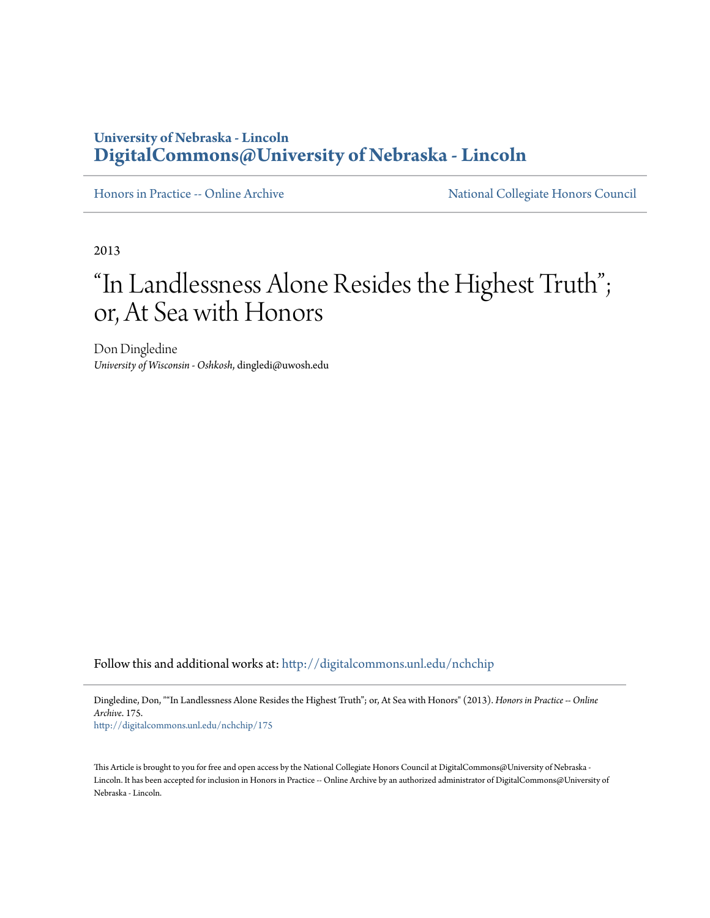University of Nebraska - Lincoln
**DigitalCommons@University of Nebraska - Lincoln**

Honors in Practice -- Online Archive

National Collegiate Honors Council

2013

# "In Landlessness Alone Resides the Highest Truth"; or, At Sea with Honors

Don Dingledine
*University of Wisconsin - Oshkosh*, dingledi@uwosh.edu

Follow this and additional works at: http://digitalcommons.unl.edu/nchchip

Dingledine, Don, ""In Landlessness Alone Resides the Highest Truth"; or, At Sea with Honors" (2013). *Honors in Practice -- Online Archive*. 175.
http://digitalcommons.unl.edu/nchchip/175

This Article is brought to you for free and open access by the National Collegiate Honors Council at DigitalCommons@University of Nebraska - Lincoln. It has been accepted for inclusion in Honors in Practice -- Online Archive by an authorized administrator of DigitalCommons@University of Nebraska - Lincoln.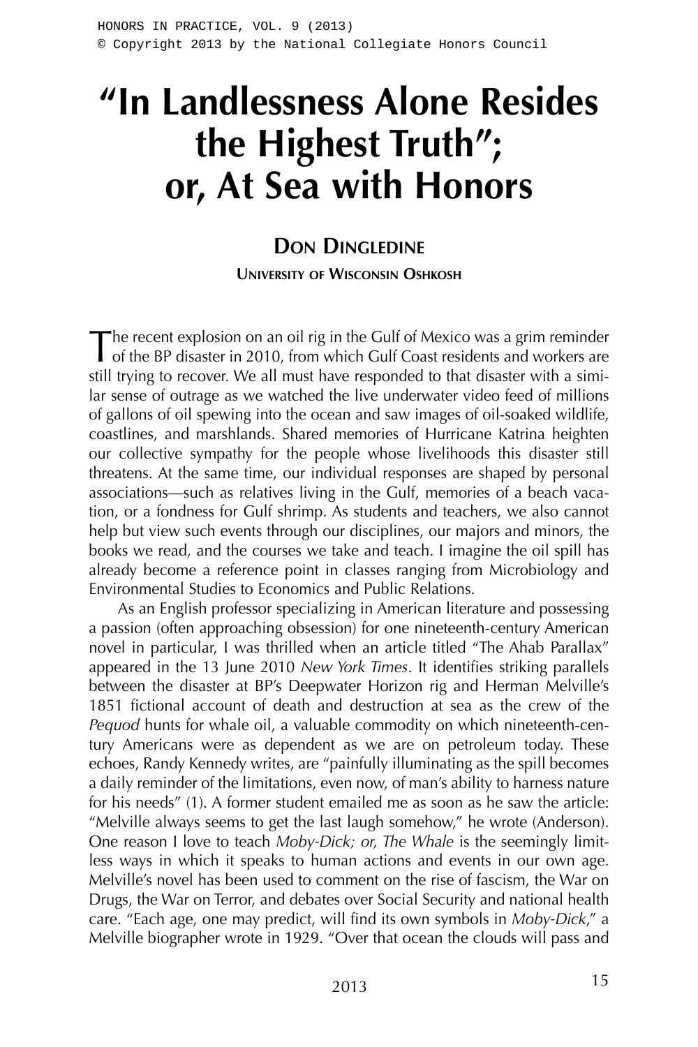# "In Landlessness Alone Resides the Highest Truth"; or, At Sea with Honors

## Don Dingledine

### University of Wisconsin Oshkosh

The recent explosion on an oil rig in the Gulf of Mexico was a grim reminder of the BP disaster in 2010, from which Gulf Coast residents and workers are still trying to recover. We all must have responded to that disaster with a similar sense of outrage as we watched the live underwater video feed of millions of gallons of oil spewing into the ocean and saw images of oil-soaked wildlife, coastlines, and marshlands. Shared memories of Hurricane Katrina heighten our collective sympathy for the people whose livelihoods this disaster still threatens. At the same time, our individual responses are shaped by personal associations—such as relatives living in the Gulf, memories of a beach vacation, or a fondness for Gulf shrimp. As students and teachers, we also cannot help but view such events through our disciplines, our majors and minors, the books we read, and the courses we take and teach. I imagine the oil spill has already become a reference point in classes ranging from Microbiology and Environmental Studies to Economics and Public Relations.

As an English professor specializing in American literature and possessing a passion (often approaching obsession) for one nineteenth-century American novel in particular, I was thrilled when an article titled "The Ahab Parallax" appeared in the 13 June 2010 *New York Times*. It identifies striking parallels between the disaster at BP's Deepwater Horizon rig and Herman Melville's 1851 fictional account of death and destruction at sea as the crew of the *Pequod* hunts for whale oil, a valuable commodity on which nineteenth-century Americans were as dependent as we are on petroleum today. These echoes, Randy Kennedy writes, are "painfully illuminating as the spill becomes a daily reminder of the limitations, even now, of man's ability to harness nature for his needs" (1). A former student emailed me as soon as he saw the article: "Melville always seems to get the last laugh somehow," he wrote (Anderson). One reason I love to teach *Moby-Dick; or, The Whale* is the seemingly limitless ways in which it speaks to human actions and events in our own age. Melville's novel has been used to comment on the rise of fascism, the War on Drugs, the War on Terror, and debates over Social Security and national health care. "Each age, one may predict, will find its own symbols in *Moby-Dick*," a Melville biographer wrote in 1929. "Over that ocean the clouds will pass and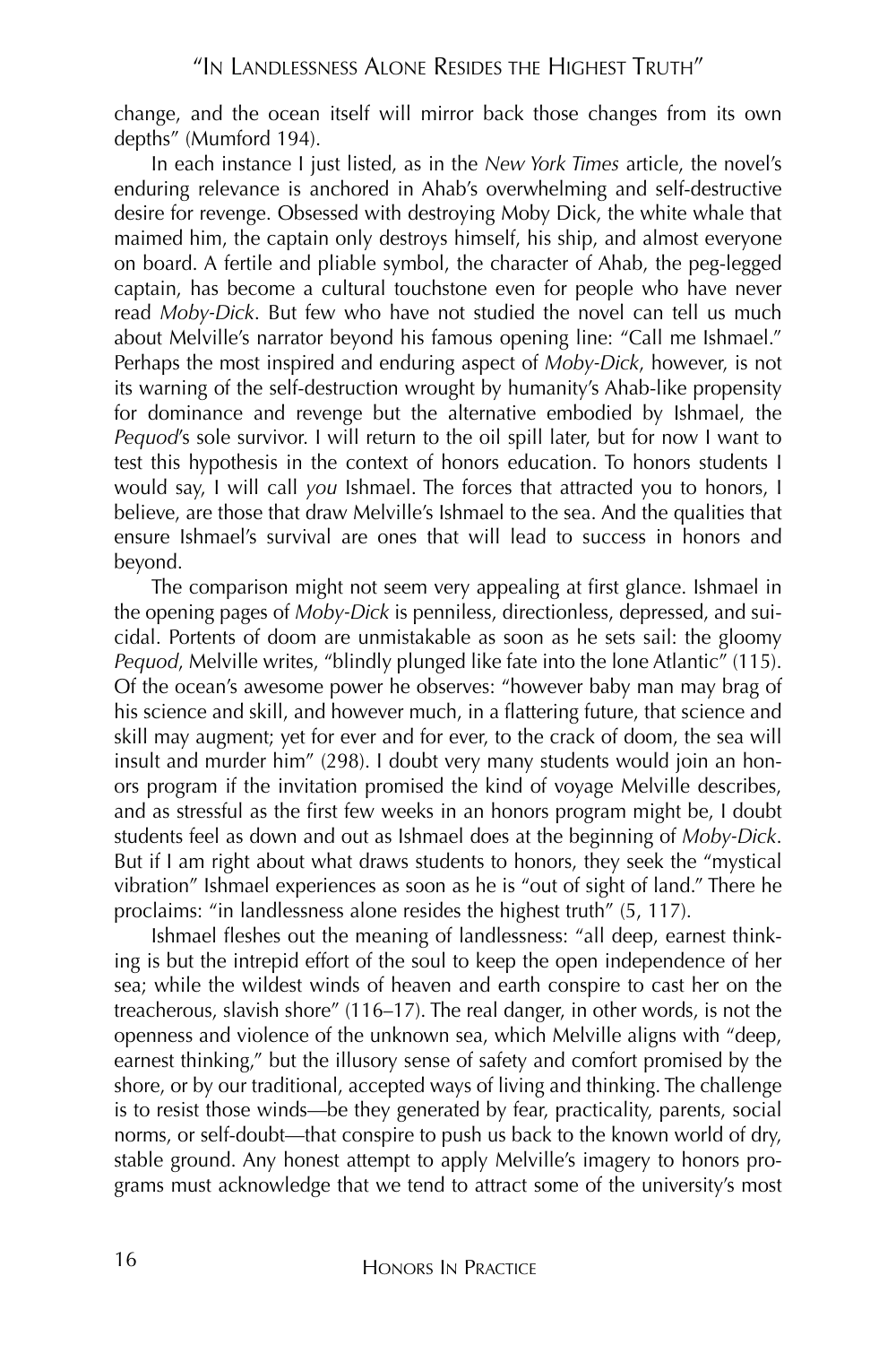change, and the ocean itself will mirror back those changes from its own depths" (Mumford 194).

In each instance I just listed, as in the *New York Times* article, the novel's enduring relevance is anchored in Ahab's overwhelming and self-destructive desire for revenge. Obsessed with destroying Moby Dick, the white whale that maimed him, the captain only destroys himself, his ship, and almost everyone on board. A fertile and pliable symbol, the character of Ahab, the peg-legged captain, has become a cultural touchstone even for people who have never read *Moby-Dick*. But few who have not studied the novel can tell us much about Melville's narrator beyond his famous opening line: "Call me Ishmael." Perhaps the most inspired and enduring aspect of *Moby-Dick*, however, is not its warning of the self-destruction wrought by humanity's Ahab-like propensity for dominance and revenge but the alternative embodied by Ishmael, the *Pequod*'s sole survivor. I will return to the oil spill later, but for now I want to test this hypothesis in the context of honors education. To honors students I would say, I will call *you* Ishmael. The forces that attracted you to honors, I believe, are those that draw Melville's Ishmael to the sea. And the qualities that ensure Ishmael's survival are ones that will lead to success in honors and beyond.

The comparison might not seem very appealing at first glance. Ishmael in the opening pages of *Moby-Dick* is penniless, directionless, depressed, and suicidal. Portents of doom are unmistakable as soon as he sets sail: the gloomy *Pequod*, Melville writes, "blindly plunged like fate into the lone Atlantic" (115). Of the ocean's awesome power he observes: "however baby man may brag of his science and skill, and however much, in a flattering future, that science and skill may augment; yet for ever and for ever, to the crack of doom, the sea will insult and murder him" (298). I doubt very many students would join an honors program if the invitation promised the kind of voyage Melville describes, and as stressful as the first few weeks in an honors program might be, I doubt students feel as down and out as Ishmael does at the beginning of *Moby-Dick*. But if I am right about what draws students to honors, they seek the "mystical vibration" Ishmael experiences as soon as he is "out of sight of land." There he proclaims: "in landlessness alone resides the highest truth" (5, 117).

Ishmael fleshes out the meaning of landlessness: "all deep, earnest thinking is but the intrepid effort of the soul to keep the open independence of her sea; while the wildest winds of heaven and earth conspire to cast her on the treacherous, slavish shore" (116–17). The real danger, in other words, is not the openness and violence of the unknown sea, which Melville aligns with "deep, earnest thinking," but the illusory sense of safety and comfort promised by the shore, or by our traditional, accepted ways of living and thinking. The challenge is to resist those winds—be they generated by fear, practicality, parents, social norms, or self-doubt—that conspire to push us back to the known world of dry, stable ground. Any honest attempt to apply Melville's imagery to honors programs must acknowledge that we tend to attract some of the university's most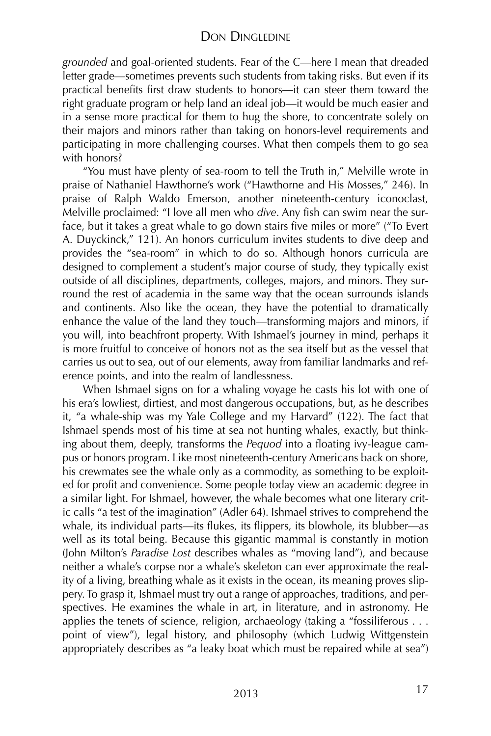*grounded* and goal-oriented students. Fear of the C—here I mean that dreaded letter grade—sometimes prevents such students from taking risks. But even if its practical benefits first draw students to honors—it can steer them toward the right graduate program or help land an ideal job—it would be much easier and in a sense more practical for them to hug the shore, to concentrate solely on their majors and minors rather than taking on honors-level requirements and participating in more challenging courses. What then compels them to go sea with honors?

"You must have plenty of sea-room to tell the Truth in," Melville wrote in praise of Nathaniel Hawthorne's work ("Hawthorne and His Mosses," 246). In praise of Ralph Waldo Emerson, another nineteenth-century iconoclast, Melville proclaimed: "I love all men who *dive*. Any fish can swim near the surface, but it takes a great whale to go down stairs five miles or more" ("To Evert A. Duyckinck," 121). An honors curriculum invites students to dive deep and provides the "sea-room" in which to do so. Although honors curricula are designed to complement a student's major course of study, they typically exist outside of all disciplines, departments, colleges, majors, and minors. They surround the rest of academia in the same way that the ocean surrounds islands and continents. Also like the ocean, they have the potential to dramatically enhance the value of the land they touch—transforming majors and minors, if you will, into beachfront property. With Ishmael's journey in mind, perhaps it is more fruitful to conceive of honors not as the sea itself but as the vessel that carries us out to sea, out of our elements, away from familiar landmarks and reference points, and into the realm of landlessness.

When Ishmael signs on for a whaling voyage he casts his lot with one of his era's lowliest, dirtiest, and most dangerous occupations, but, as he describes it, "a whale-ship was my Yale College and my Harvard" (122). The fact that Ishmael spends most of his time at sea not hunting whales, exactly, but thinking about them, deeply, transforms the *Pequod* into a floating ivy-league campus or honors program. Like most nineteenth-century Americans back on shore, his crewmates see the whale only as a commodity, as something to be exploited for profit and convenience. Some people today view an academic degree in a similar light. For Ishmael, however, the whale becomes what one literary critic calls "a test of the imagination" (Adler 64). Ishmael strives to comprehend the whale, its individual parts—its flukes, its flippers, its blowhole, its blubber—as well as its total being. Because this gigantic mammal is constantly in motion (John Milton's *Paradise Lost* describes whales as "moving land"), and because neither a whale's corpse nor a whale's skeleton can ever approximate the reality of a living, breathing whale as it exists in the ocean, its meaning proves slippery. To grasp it, Ishmael must try out a range of approaches, traditions, and perspectives. He examines the whale in art, in literature, and in astronomy. He applies the tenets of science, religion, archaeology (taking a "fossiliferous . . . point of view"), legal history, and philosophy (which Ludwig Wittgenstein appropriately describes as "a leaky boat which must be repaired while at sea")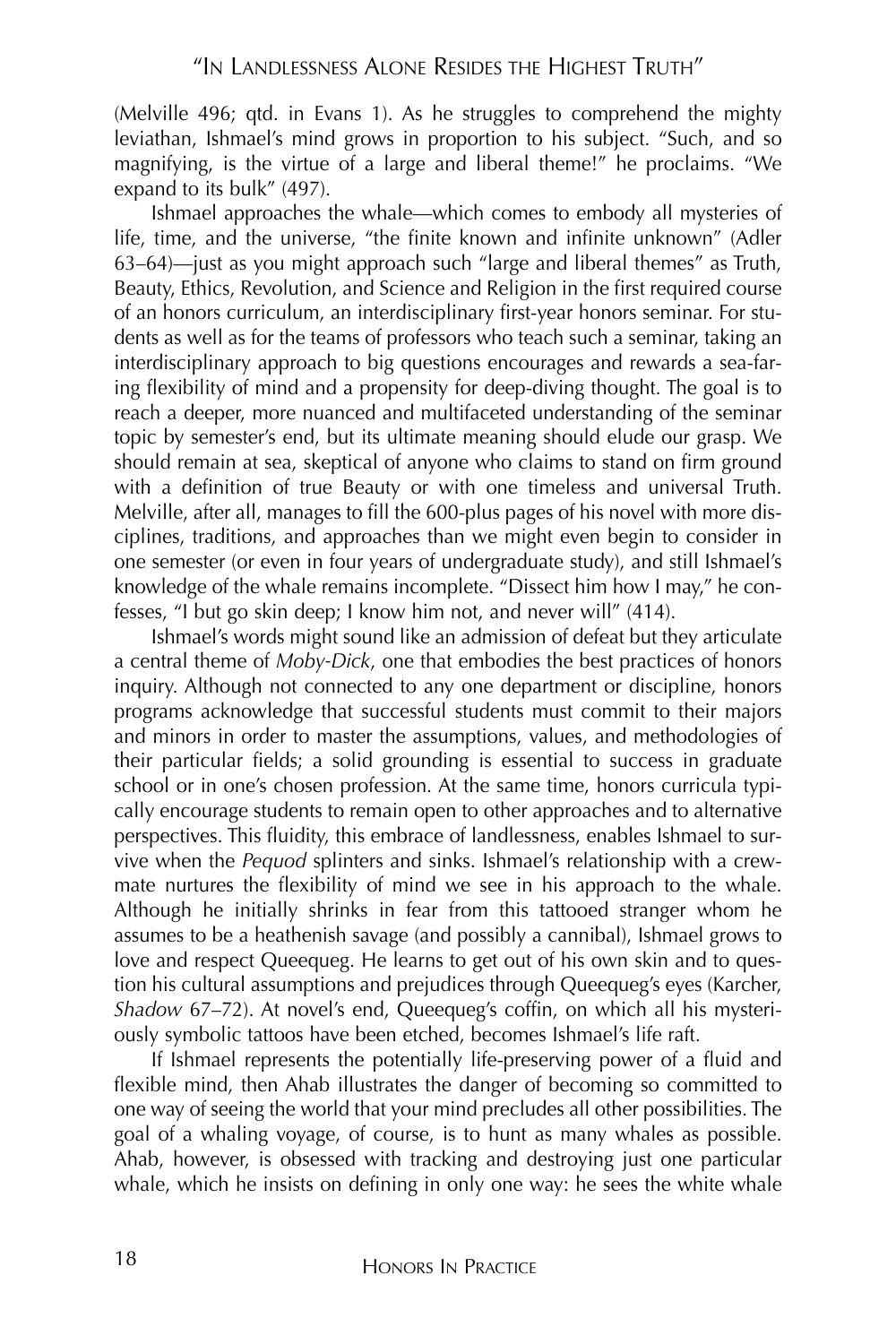(Melville 496; qtd. in Evans 1). As he struggles to comprehend the mighty leviathan, Ishmael's mind grows in proportion to his subject. "Such, and so magnifying, is the virtue of a large and liberal theme!" he proclaims. "We expand to its bulk" (497).

Ishmael approaches the whale—which comes to embody all mysteries of life, time, and the universe, "the finite known and infinite unknown" (Adler 63–64)—just as you might approach such "large and liberal themes" as Truth, Beauty, Ethics, Revolution, and Science and Religion in the first required course of an honors curriculum, an interdisciplinary first-year honors seminar. For students as well as for the teams of professors who teach such a seminar, taking an interdisciplinary approach to big questions encourages and rewards a sea-faring flexibility of mind and a propensity for deep-diving thought. The goal is to reach a deeper, more nuanced and multifaceted understanding of the seminar topic by semester's end, but its ultimate meaning should elude our grasp. We should remain at sea, skeptical of anyone who claims to stand on firm ground with a definition of true Beauty or with one timeless and universal Truth. Melville, after all, manages to fill the 600-plus pages of his novel with more disciplines, traditions, and approaches than we might even begin to consider in one semester (or even in four years of undergraduate study), and still Ishmael's knowledge of the whale remains incomplete. "Dissect him how I may," he confesses, "I but go skin deep; I know him not, and never will" (414).

Ishmael's words might sound like an admission of defeat but they articulate a central theme of *Moby-Dick*, one that embodies the best practices of honors inquiry. Although not connected to any one department or discipline, honors programs acknowledge that successful students must commit to their majors and minors in order to master the assumptions, values, and methodologies of their particular fields; a solid grounding is essential to success in graduate school or in one's chosen profession. At the same time, honors curricula typically encourage students to remain open to other approaches and to alternative perspectives. This fluidity, this embrace of landlessness, enables Ishmael to survive when the *Pequod* splinters and sinks. Ishmael's relationship with a crewmate nurtures the flexibility of mind we see in his approach to the whale. Although he initially shrinks in fear from this tattooed stranger whom he assumes to be a heathenish savage (and possibly a cannibal), Ishmael grows to love and respect Queequeg. He learns to get out of his own skin and to question his cultural assumptions and prejudices through Queequeg's eyes (Karcher, *Shadow* 67–72). At novel's end, Queequeg's coffin, on which all his mysteriously symbolic tattoos have been etched, becomes Ishmael's life raft.

If Ishmael represents the potentially life-preserving power of a fluid and flexible mind, then Ahab illustrates the danger of becoming so committed to one way of seeing the world that your mind precludes all other possibilities. The goal of a whaling voyage, of course, is to hunt as many whales as possible. Ahab, however, is obsessed with tracking and destroying just one particular whale, which he insists on defining in only one way: he sees the white whale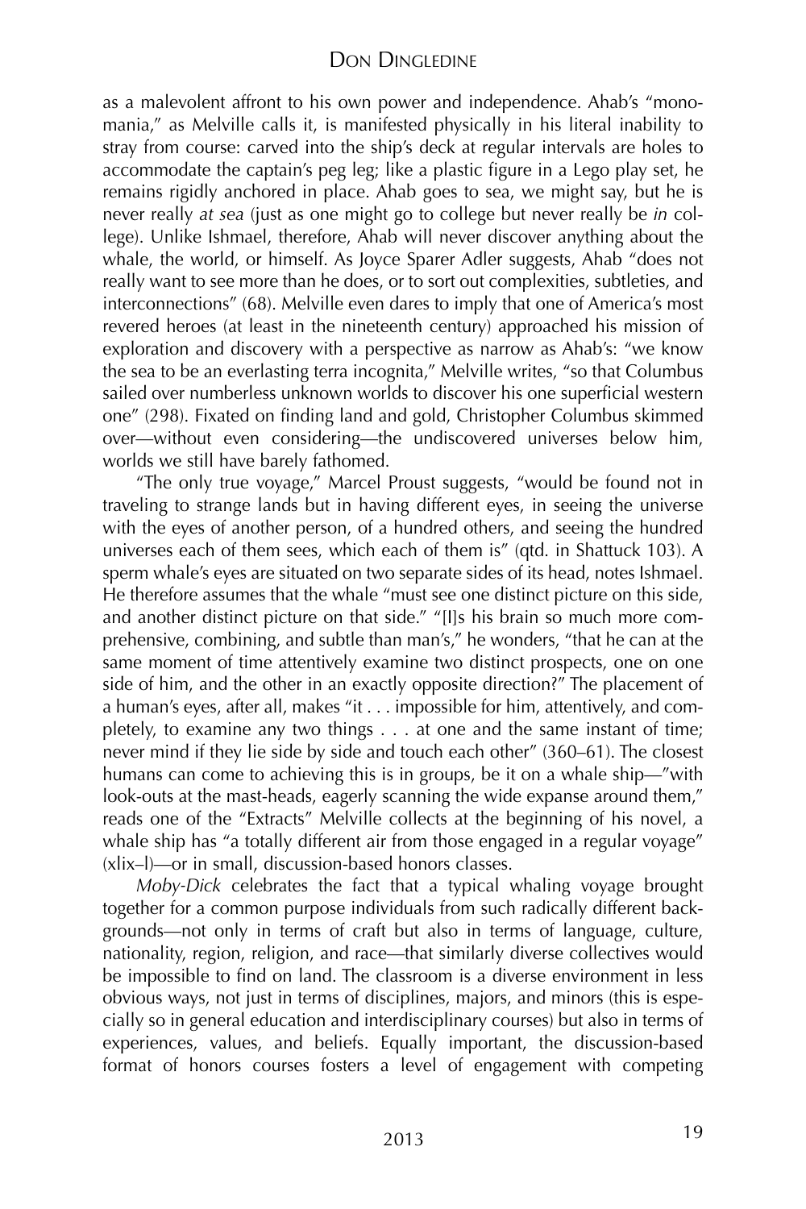as a malevolent affront to his own power and independence. Ahab's "monomania," as Melville calls it, is manifested physically in his literal inability to stray from course: carved into the ship's deck at regular intervals are holes to accommodate the captain's peg leg; like a plastic figure in a Lego play set, he remains rigidly anchored in place. Ahab goes to sea, we might say, but he is never really *at sea* (just as one might go to college but never really be *in* college). Unlike Ishmael, therefore, Ahab will never discover anything about the whale, the world, or himself. As Joyce Sparer Adler suggests, Ahab "does not really want to see more than he does, or to sort out complexities, subtleties, and interconnections" (68). Melville even dares to imply that one of America's most revered heroes (at least in the nineteenth century) approached his mission of exploration and discovery with a perspective as narrow as Ahab's: "we know the sea to be an everlasting terra incognita," Melville writes, "so that Columbus sailed over numberless unknown worlds to discover his one superficial western one" (298). Fixated on finding land and gold, Christopher Columbus skimmed over—without even considering—the undiscovered universes below him, worlds we still have barely fathomed.

"The only true voyage," Marcel Proust suggests, "would be found not in traveling to strange lands but in having different eyes, in seeing the universe with the eyes of another person, of a hundred others, and seeing the hundred universes each of them sees, which each of them is" (qtd. in Shattuck 103). A sperm whale's eyes are situated on two separate sides of its head, notes Ishmael. He therefore assumes that the whale "must see one distinct picture on this side, and another distinct picture on that side." "[I]s his brain so much more comprehensive, combining, and subtle than man's," he wonders, "that he can at the same moment of time attentively examine two distinct prospects, one on one side of him, and the other in an exactly opposite direction?" The placement of a human's eyes, after all, makes "it . . . impossible for him, attentively, and completely, to examine any two things . . . at one and the same instant of time; never mind if they lie side by side and touch each other" (360–61). The closest humans can come to achieving this is in groups, be it on a whale ship—"with look-outs at the mast-heads, eagerly scanning the wide expanse around them," reads one of the "Extracts" Melville collects at the beginning of his novel, a whale ship has "a totally different air from those engaged in a regular voyage" (xlix–l)—or in small, discussion-based honors classes.

*Moby-Dick* celebrates the fact that a typical whaling voyage brought together for a common purpose individuals from such radically different backgrounds—not only in terms of craft but also in terms of language, culture, nationality, region, religion, and race—that similarly diverse collectives would be impossible to find on land. The classroom is a diverse environment in less obvious ways, not just in terms of disciplines, majors, and minors (this is especially so in general education and interdisciplinary courses) but also in terms of experiences, values, and beliefs. Equally important, the discussion-based format of honors courses fosters a level of engagement with competing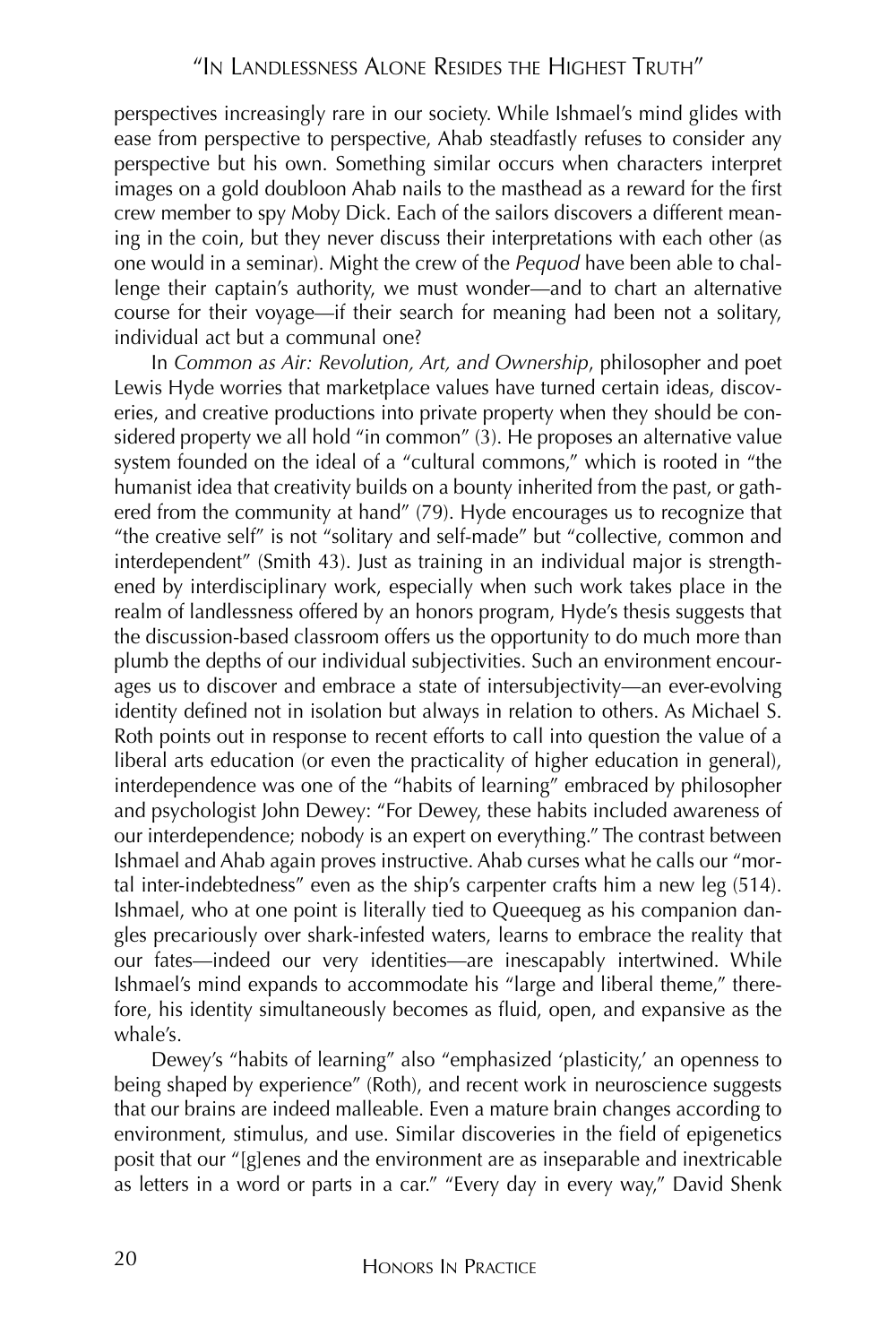perspectives increasingly rare in our society. While Ishmael's mind glides with ease from perspective to perspective, Ahab steadfastly refuses to consider any perspective but his own. Something similar occurs when characters interpret images on a gold doubloon Ahab nails to the masthead as a reward for the first crew member to spy Moby Dick. Each of the sailors discovers a different meaning in the coin, but they never discuss their interpretations with each other (as one would in a seminar). Might the crew of the *Pequod* have been able to challenge their captain's authority, we must wonder—and to chart an alternative course for their voyage—if their search for meaning had been not a solitary, individual act but a communal one?

In *Common as Air: Revolution, Art, and Ownership*, philosopher and poet Lewis Hyde worries that marketplace values have turned certain ideas, discoveries, and creative productions into private property when they should be considered property we all hold "in common" (3). He proposes an alternative value system founded on the ideal of a "cultural commons," which is rooted in "the humanist idea that creativity builds on a bounty inherited from the past, or gathered from the community at hand" (79). Hyde encourages us to recognize that "the creative self" is not "solitary and self-made" but "collective, common and interdependent" (Smith 43). Just as training in an individual major is strengthened by interdisciplinary work, especially when such work takes place in the realm of landlessness offered by an honors program, Hyde's thesis suggests that the discussion-based classroom offers us the opportunity to do much more than plumb the depths of our individual subjectivities. Such an environment encourages us to discover and embrace a state of intersubjectivity—an ever-evolving identity defined not in isolation but always in relation to others. As Michael S. Roth points out in response to recent efforts to call into question the value of a liberal arts education (or even the practicality of higher education in general), interdependence was one of the "habits of learning" embraced by philosopher and psychologist John Dewey: "For Dewey, these habits included awareness of our interdependence; nobody is an expert on everything." The contrast between Ishmael and Ahab again proves instructive. Ahab curses what he calls our "mortal inter-indebtedness" even as the ship's carpenter crafts him a new leg (514). Ishmael, who at one point is literally tied to Queequeg as his companion dangles precariously over shark-infested waters, learns to embrace the reality that our fates—indeed our very identities—are inescapably intertwined. While Ishmael's mind expands to accommodate his "large and liberal theme," therefore, his identity simultaneously becomes as fluid, open, and expansive as the whale's.

Dewey's "habits of learning" also "emphasized 'plasticity,' an openness to being shaped by experience" (Roth), and recent work in neuroscience suggests that our brains are indeed malleable. Even a mature brain changes according to environment, stimulus, and use. Similar discoveries in the field of epigenetics posit that our "[g]enes and the environment are as inseparable and inextricable as letters in a word or parts in a car." "Every day in every way," David Shenk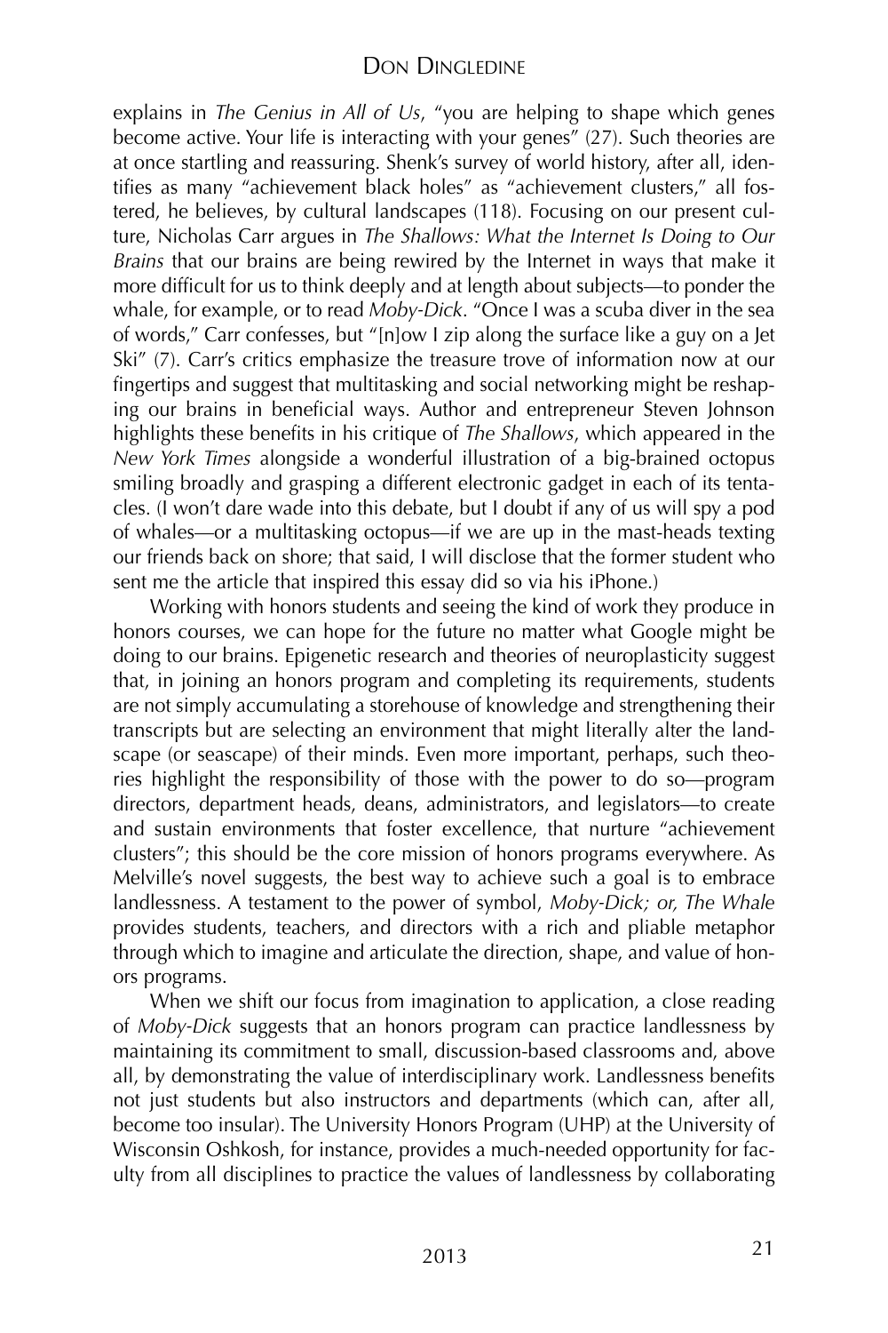explains in *The Genius in All of Us*, "you are helping to shape which genes become active. Your life is interacting with your genes" (27). Such theories are at once startling and reassuring. Shenk's survey of world history, after all, identifies as many "achievement black holes" as "achievement clusters," all fostered, he believes, by cultural landscapes (118). Focusing on our present culture, Nicholas Carr argues in *The Shallows: What the Internet Is Doing to Our Brains* that our brains are being rewired by the Internet in ways that make it more difficult for us to think deeply and at length about subjects—to ponder the whale, for example, or to read *Moby-Dick*. "Once I was a scuba diver in the sea of words," Carr confesses, but "[n]ow I zip along the surface like a guy on a Jet Ski" (7). Carr's critics emphasize the treasure trove of information now at our fingertips and suggest that multitasking and social networking might be reshaping our brains in beneficial ways. Author and entrepreneur Steven Johnson highlights these benefits in his critique of *The Shallows*, which appeared in the *New York Times* alongside a wonderful illustration of a big-brained octopus smiling broadly and grasping a different electronic gadget in each of its tentacles. (I won't dare wade into this debate, but I doubt if any of us will spy a pod of whales—or a multitasking octopus—if we are up in the mast-heads texting our friends back on shore; that said, I will disclose that the former student who sent me the article that inspired this essay did so via his iPhone.)

Working with honors students and seeing the kind of work they produce in honors courses, we can hope for the future no matter what Google might be doing to our brains. Epigenetic research and theories of neuroplasticity suggest that, in joining an honors program and completing its requirements, students are not simply accumulating a storehouse of knowledge and strengthening their transcripts but are selecting an environment that might literally alter the landscape (or seascape) of their minds. Even more important, perhaps, such theories highlight the responsibility of those with the power to do so—program directors, department heads, deans, administrators, and legislators—to create and sustain environments that foster excellence, that nurture "achievement clusters"; this should be the core mission of honors programs everywhere. As Melville's novel suggests, the best way to achieve such a goal is to embrace landlessness. A testament to the power of symbol, *Moby-Dick; or, The Whale* provides students, teachers, and directors with a rich and pliable metaphor through which to imagine and articulate the direction, shape, and value of honors programs.

When we shift our focus from imagination to application, a close reading of *Moby-Dick* suggests that an honors program can practice landlessness by maintaining its commitment to small, discussion-based classrooms and, above all, by demonstrating the value of interdisciplinary work. Landlessness benefits not just students but also instructors and departments (which can, after all, become too insular). The University Honors Program (UHP) at the University of Wisconsin Oshkosh, for instance, provides a much-needed opportunity for faculty from all disciplines to practice the values of landlessness by collaborating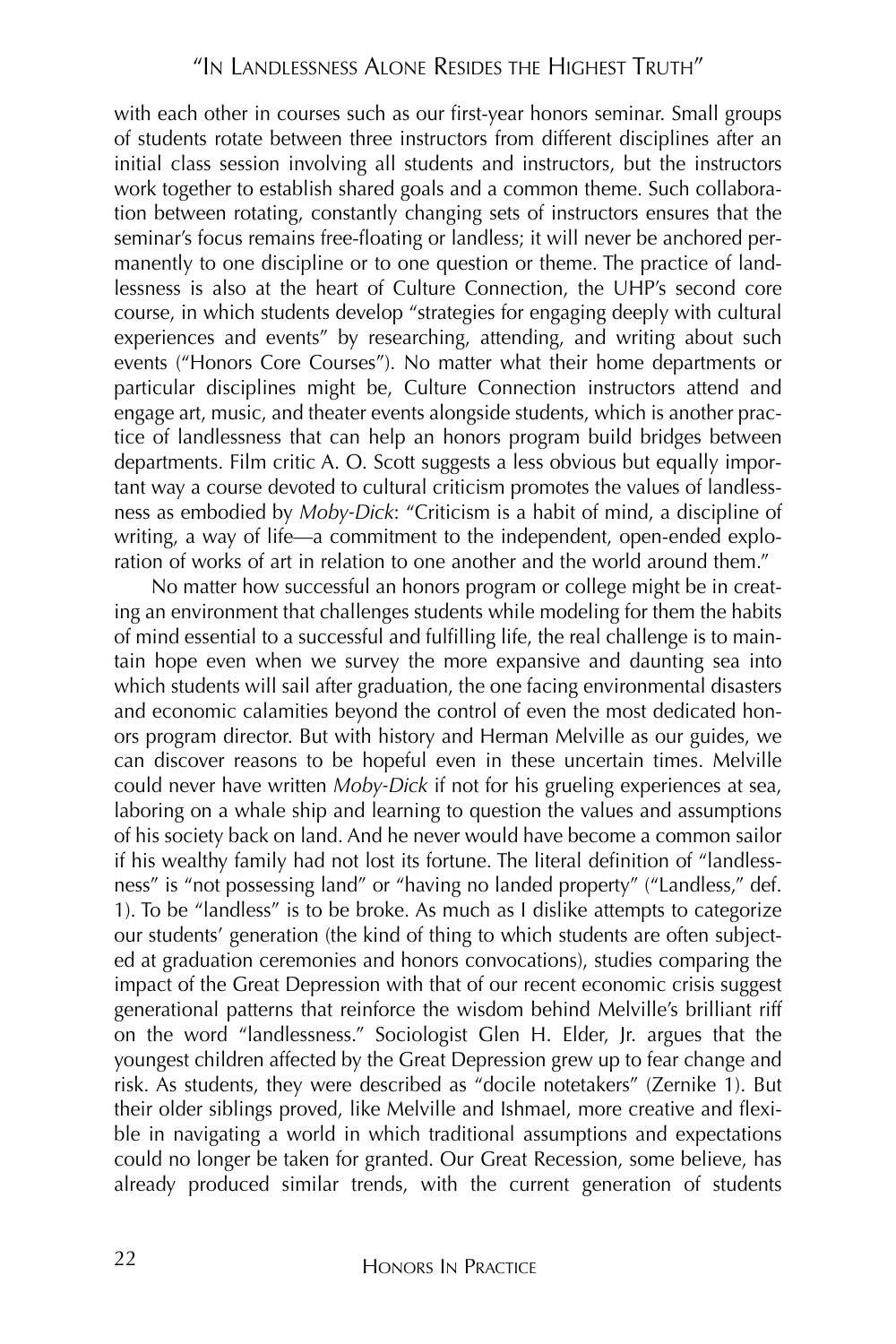with each other in courses such as our first-year honors seminar. Small groups of students rotate between three instructors from different disciplines after an initial class session involving all students and instructors, but the instructors work together to establish shared goals and a common theme. Such collaboration between rotating, constantly changing sets of instructors ensures that the seminar's focus remains free-floating or landless; it will never be anchored permanently to one discipline or to one question or theme. The practice of landlessness is also at the heart of Culture Connection, the UHP's second core course, in which students develop "strategies for engaging deeply with cultural experiences and events" by researching, attending, and writing about such events ("Honors Core Courses"). No matter what their home departments or particular disciplines might be, Culture Connection instructors attend and engage art, music, and theater events alongside students, which is another practice of landlessness that can help an honors program build bridges between departments. Film critic A. O. Scott suggests a less obvious but equally important way a course devoted to cultural criticism promotes the values of landlessness as embodied by *Moby-Dick*: "Criticism is a habit of mind, a discipline of writing, a way of life—a commitment to the independent, open-ended exploration of works of art in relation to one another and the world around them."

No matter how successful an honors program or college might be in creating an environment that challenges students while modeling for them the habits of mind essential to a successful and fulfilling life, the real challenge is to maintain hope even when we survey the more expansive and daunting sea into which students will sail after graduation, the one facing environmental disasters and economic calamities beyond the control of even the most dedicated honors program director. But with history and Herman Melville as our guides, we can discover reasons to be hopeful even in these uncertain times. Melville could never have written *Moby-Dick* if not for his grueling experiences at sea, laboring on a whale ship and learning to question the values and assumptions of his society back on land. And he never would have become a common sailor if his wealthy family had not lost its fortune. The literal definition of "landlessness" is "not possessing land" or "having no landed property" ("Landless," def. 1). To be "landless" is to be broke. As much as I dislike attempts to categorize our students' generation (the kind of thing to which students are often subjected at graduation ceremonies and honors convocations), studies comparing the impact of the Great Depression with that of our recent economic crisis suggest generational patterns that reinforce the wisdom behind Melville's brilliant riff on the word "landlessness." Sociologist Glen H. Elder, Jr. argues that the youngest children affected by the Great Depression grew up to fear change and risk. As students, they were described as "docile notetakers" (Zernike 1). But their older siblings proved, like Melville and Ishmael, more creative and flexible in navigating a world in which traditional assumptions and expectations could no longer be taken for granted. Our Great Recession, some believe, has already produced similar trends, with the current generation of students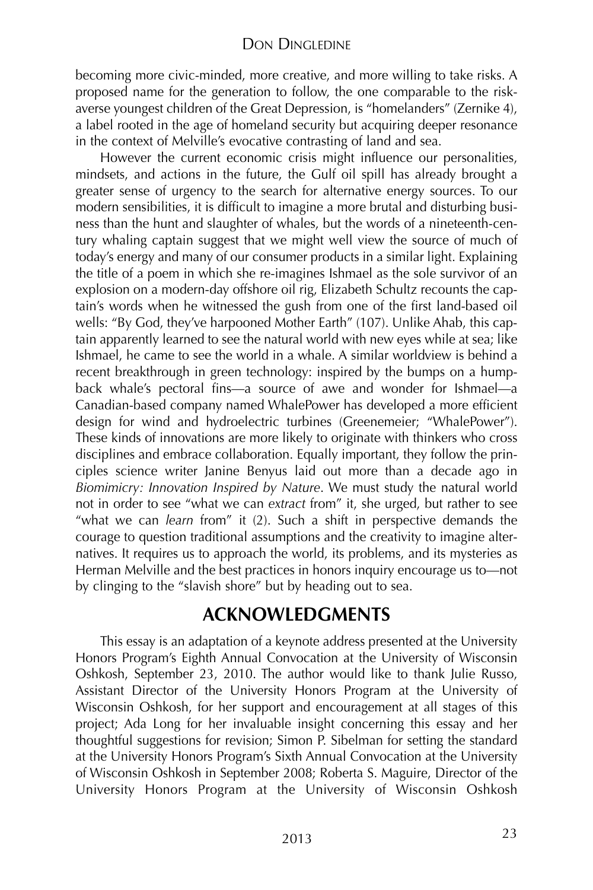becoming more civic-minded, more creative, and more willing to take risks. A proposed name for the generation to follow, the one comparable to the risk-averse youngest children of the Great Depression, is "homelanders" (Zernike 4), a label rooted in the age of homeland security but acquiring deeper resonance in the context of Melville's evocative contrasting of land and sea.

However the current economic crisis might influence our personalities, mindsets, and actions in the future, the Gulf oil spill has already brought a greater sense of urgency to the search for alternative energy sources. To our modern sensibilities, it is difficult to imagine a more brutal and disturbing business than the hunt and slaughter of whales, but the words of a nineteenth-century whaling captain suggest that we might well view the source of much of today's energy and many of our consumer products in a similar light. Explaining the title of a poem in which she re-imagines Ishmael as the sole survivor of an explosion on a modern-day offshore oil rig, Elizabeth Schultz recounts the captain's words when he witnessed the gush from one of the first land-based oil wells: "By God, they've harpooned Mother Earth" (107). Unlike Ahab, this captain apparently learned to see the natural world with new eyes while at sea; like Ishmael, he came to see the world in a whale. A similar worldview is behind a recent breakthrough in green technology: inspired by the bumps on a humpback whale's pectoral fins—a source of awe and wonder for Ishmael—a Canadian-based company named WhalePower has developed a more efficient design for wind and hydroelectric turbines (Greenemeier; "WhalePower"). These kinds of innovations are more likely to originate with thinkers who cross disciplines and embrace collaboration. Equally important, they follow the principles science writer Janine Benyus laid out more than a decade ago in *Biomimicry: Innovation Inspired by Nature*. We must study the natural world not in order to see "what we can *extract* from" it, she urged, but rather to see "what we can *learn* from" it (2). Such a shift in perspective demands the courage to question traditional assumptions and the creativity to imagine alternatives. It requires us to approach the world, its problems, and its mysteries as Herman Melville and the best practices in honors inquiry encourage us to—not by clinging to the "slavish shore" but by heading out to sea.

## ACKNOWLEDGMENTS

This essay is an adaptation of a keynote address presented at the University Honors Program's Eighth Annual Convocation at the University of Wisconsin Oshkosh, September 23, 2010. The author would like to thank Julie Russo, Assistant Director of the University Honors Program at the University of Wisconsin Oshkosh, for her support and encouragement at all stages of this project; Ada Long for her invaluable insight concerning this essay and her thoughtful suggestions for revision; Simon P. Sibelman for setting the standard at the University Honors Program's Sixth Annual Convocation at the University of Wisconsin Oshkosh in September 2008; Roberta S. Maguire, Director of the University Honors Program at the University of Wisconsin Oshkosh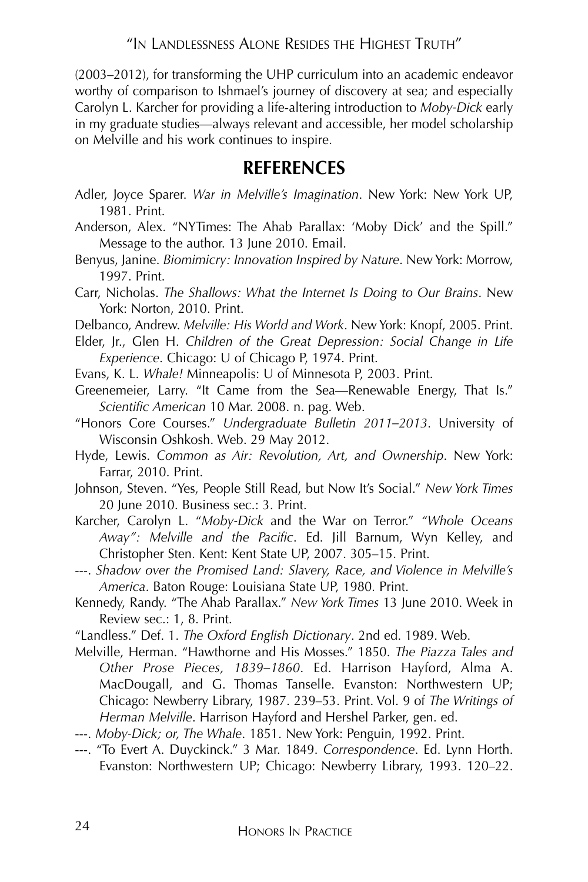(2003–2012), for transforming the UHP curriculum into an academic endeavor worthy of comparison to Ishmael's journey of discovery at sea; and especially Carolyn L. Karcher for providing a life-altering introduction to *Moby-Dick* early in my graduate studies—always relevant and accessible, her model scholarship on Melville and his work continues to inspire.

## REFERENCES

Adler, Joyce Sparer. *War in Melville's Imagination*. New York: New York UP, 1981. Print.

Anderson, Alex. "NYTimes: The Ahab Parallax: 'Moby Dick' and the Spill." Message to the author. 13 June 2010. Email.

Benyus, Janine. *Biomimicry: Innovation Inspired by Nature*. New York: Morrow, 1997. Print.

Carr, Nicholas. *The Shallows: What the Internet Is Doing to Our Brains*. New York: Norton, 2010. Print.

Delbanco, Andrew. *Melville: His World and Work*. New York: Knopf, 2005. Print.

Elder, Jr., Glen H. *Children of the Great Depression: Social Change in Life Experience*. Chicago: U of Chicago P, 1974. Print.

Evans, K. L. *Whale!* Minneapolis: U of Minnesota P, 2003. Print.

Greenemeier, Larry. "It Came from the Sea—Renewable Energy, That Is." *Scientific American* 10 Mar. 2008. n. pag. Web.

"Honors Core Courses." *Undergraduate Bulletin 2011–2013*. University of Wisconsin Oshkosh. Web. 29 May 2012.

Hyde, Lewis. *Common as Air: Revolution, Art, and Ownership*. New York: Farrar, 2010. Print.

Johnson, Steven. "Yes, People Still Read, but Now It's Social." *New York Times* 20 June 2010. Business sec.: 3. Print.

Karcher, Carolyn L. "*Moby-Dick* and the War on Terror." *"Whole Oceans Away": Melville and the Pacific*. Ed. Jill Barnum, Wyn Kelley, and Christopher Sten. Kent: Kent State UP, 2007. 305–15. Print.

---. *Shadow over the Promised Land: Slavery, Race, and Violence in Melville's America*. Baton Rouge: Louisiana State UP, 1980. Print.

Kennedy, Randy. "The Ahab Parallax." *New York Times* 13 June 2010. Week in Review sec.: 1, 8. Print.

"Landless." Def. 1. *The Oxford English Dictionary*. 2nd ed. 1989. Web.

Melville, Herman. "Hawthorne and His Mosses." 1850. *The Piazza Tales and Other Prose Pieces, 1839–1860*. Ed. Harrison Hayford, Alma A. MacDougall, and G. Thomas Tanselle. Evanston: Northwestern UP; Chicago: Newberry Library, 1987. 239–53. Print. Vol. 9 of *The Writings of Herman Melville*. Harrison Hayford and Hershel Parker, gen. ed.

---. *Moby-Dick; or, The Whale*. 1851. New York: Penguin, 1992. Print.

---. "To Evert A. Duyckinck." 3 Mar. 1849. *Correspondence*. Ed. Lynn Horth. Evanston: Northwestern UP; Chicago: Newberry Library, 1993. 120–22.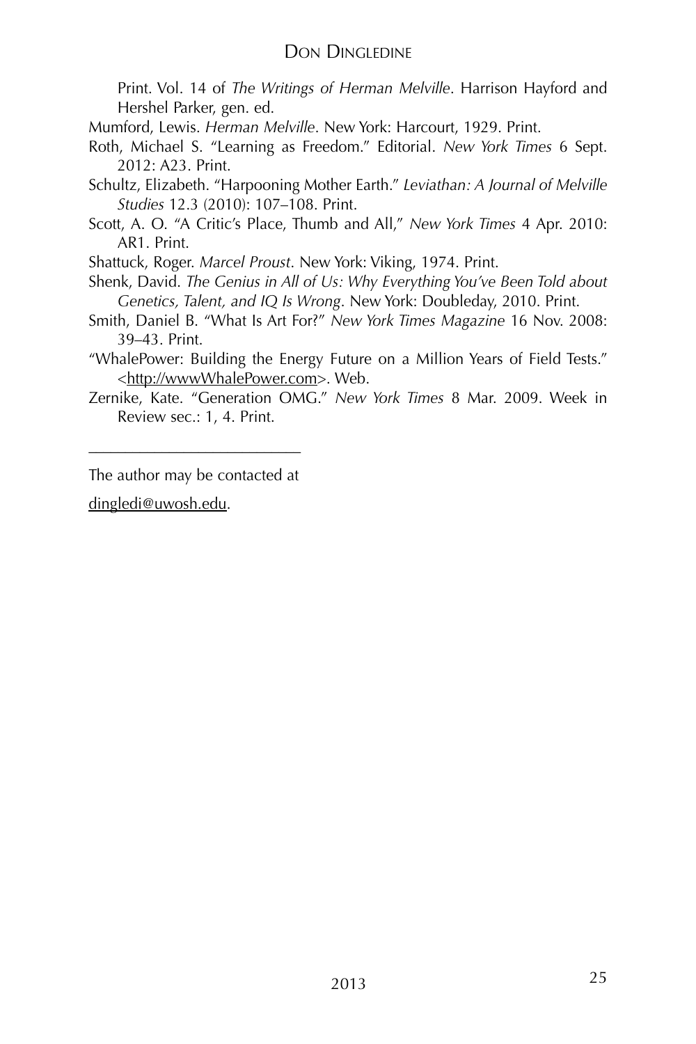Print. Vol. 14 of *The Writings of Herman Melville*. Harrison Hayford and Hershel Parker, gen. ed.

Mumford, Lewis. *Herman Melville*. New York: Harcourt, 1929. Print.

Roth, Michael S. "Learning as Freedom." Editorial. *New York Times* 6 Sept. 2012: A23. Print.

Schultz, Elizabeth. "Harpooning Mother Earth." *Leviathan: A Journal of Melville Studies* 12.3 (2010): 107–108. Print.

Scott, A. O. "A Critic's Place, Thumb and All," *New York Times* 4 Apr. 2010: AR1. Print.

Shattuck, Roger. *Marcel Proust*. New York: Viking, 1974. Print.

Shenk, David. *The Genius in All of Us: Why Everything You've Been Told about Genetics, Talent, and IQ Is Wrong*. New York: Doubleday, 2010. Print.

Smith, Daniel B. "What Is Art For?" *New York Times Magazine* 16 Nov. 2008: 39–43. Print.

"WhalePower: Building the Energy Future on a Million Years of Field Tests." <http://wwwWhalePower.com>. Web.

Zernike, Kate. "Generation OMG." *New York Times* 8 Mar. 2009. Week in Review sec.: 1, 4. Print.

---

The author may be contacted at

dingledi@uwosh.edu.